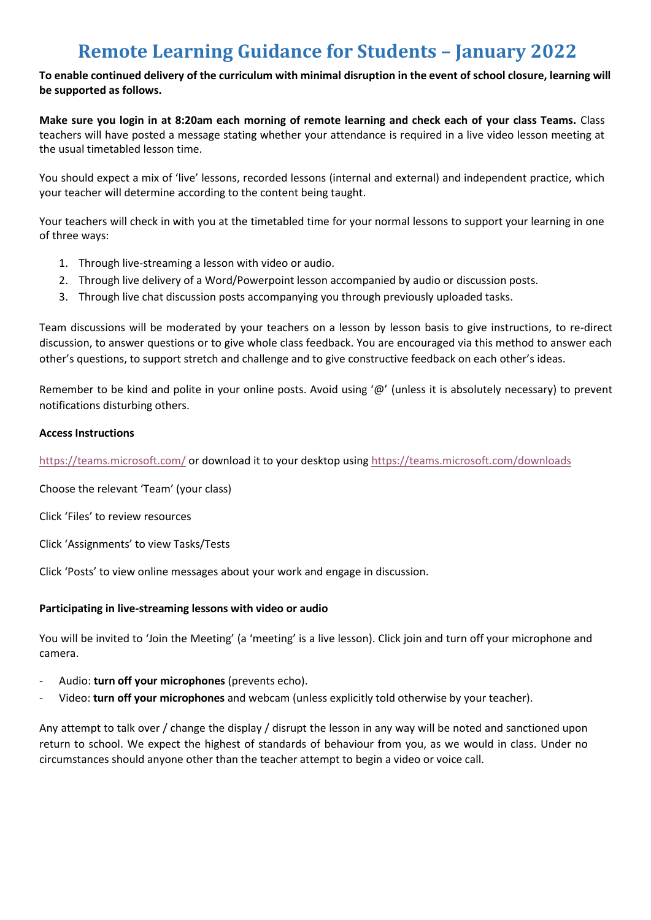# Remote Learning Guidance for Students – January 2022

**To enable continued delivery of the curriculum with minimal disruption in the event of school closure, learning will be supported as follows.**

**Make sure you login in at 8:20am each morning of remote learning and check each of your class Teams.** Class teachers will have posted a message stating whether your attendance is required in a live video lesson meeting at the usual timetabled lesson time.

You should expect a mix of 'live' lessons, recorded lessons (internal and external) and independent practice, which your teacher will determine according to the content being taught.

Your teachers will check in with you at the timetabled time for your normal lessons to support your learning in one of three ways:

1. Through live-streaming a lesson with video or audio.
2. Through live delivery of a Word/Powerpoint lesson accompanied by audio or discussion posts.
3. Through live chat discussion posts accompanying you through previously uploaded tasks.

Team discussions will be moderated by your teachers on a lesson by lesson basis to give instructions, to re-direct discussion, to answer questions or to give whole class feedback. You are encouraged via this method to answer each other's questions, to support stretch and challenge and to give constructive feedback on each other's ideas.

Remember to be kind and polite in your online posts. Avoid using '@' (unless it is absolutely necessary) to prevent notifications disturbing others.

**Access Instructions**

https://teams.microsoft.com/ or download it to your desktop using https://teams.microsoft.com/downloads

Choose the relevant 'Team' (your class)

Click 'Files' to review resources

Click 'Assignments' to view Tasks/Tests

Click 'Posts' to view online messages about your work and engage in discussion.

**Participating in live-streaming lessons with video or audio**

You will be invited to 'Join the Meeting' (a 'meeting' is a live lesson). Click join and turn off your microphone and camera.

- Audio: **turn off your microphones** (prevents echo).
- Video: **turn off your microphones** and webcam (unless explicitly told otherwise by your teacher).

Any attempt to talk over / change the display / disrupt the lesson in any way will be noted and sanctioned upon return to school. We expect the highest of standards of behaviour from you, as we would in class. Under no circumstances should anyone other than the teacher attempt to begin a video or voice call.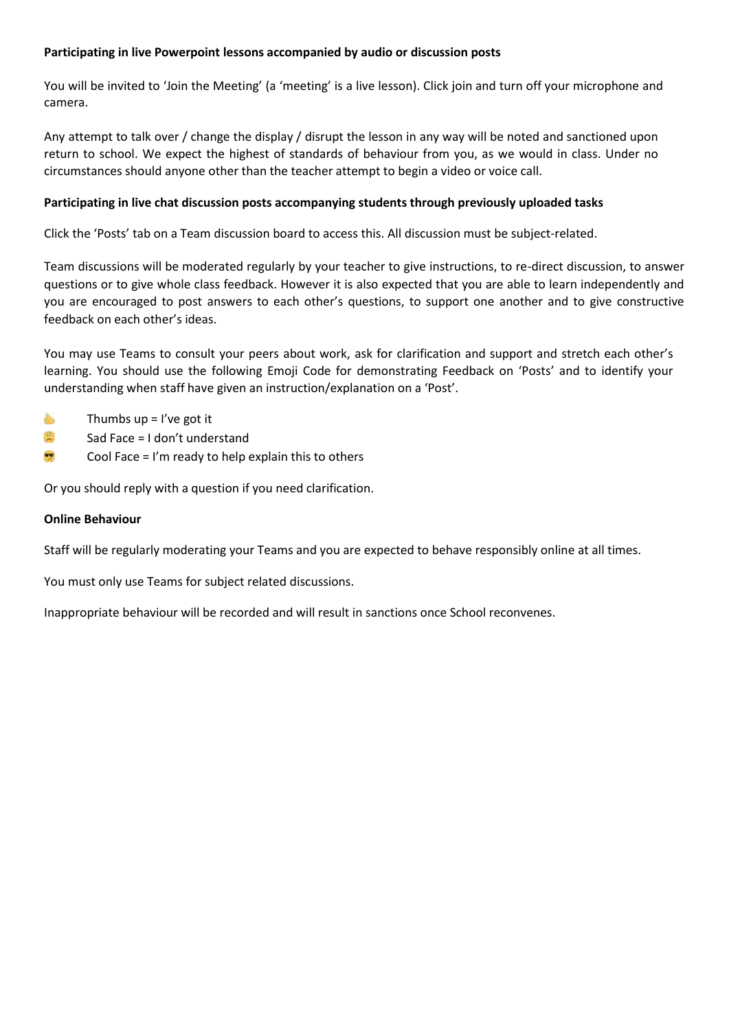**Participating in live Powerpoint lessons accompanied by audio or discussion posts**

You will be invited to 'Join the Meeting' (a 'meeting' is a live lesson). Click join and turn off your microphone and camera.

Any attempt to talk over / change the display / disrupt the lesson in any way will be noted and sanctioned upon return to school. We expect the highest of standards of behaviour from you, as we would in class. Under no circumstances should anyone other than the teacher attempt to begin a video or voice call.

**Participating in live chat discussion posts accompanying students through previously uploaded tasks**

Click the 'Posts' tab on a Team discussion board to access this. All discussion must be subject-related.

Team discussions will be moderated regularly by your teacher to give instructions, to re-direct discussion, to answer questions or to give whole class feedback. However it is also expected that you are able to learn independently and you are encouraged to post answers to each other's questions, to support one another and to give constructive feedback on each other's ideas.

You may use Teams to consult your peers about work, ask for clarification and support and stretch each other's learning. You should use the following Emoji Code for demonstrating Feedback on 'Posts' and to identify your understanding when staff have given an instruction/explanation on a 'Post'.

- 👍 Thumbs up = I've got it
- 😟 Sad Face = I don't understand
- 😎 Cool Face = I'm ready to help explain this to others

Or you should reply with a question if you need clarification.

**Online Behaviour**

Staff will be regularly moderating your Teams and you are expected to behave responsibly online at all times.

You must only use Teams for subject related discussions.

Inappropriate behaviour will be recorded and will result in sanctions once School reconvenes.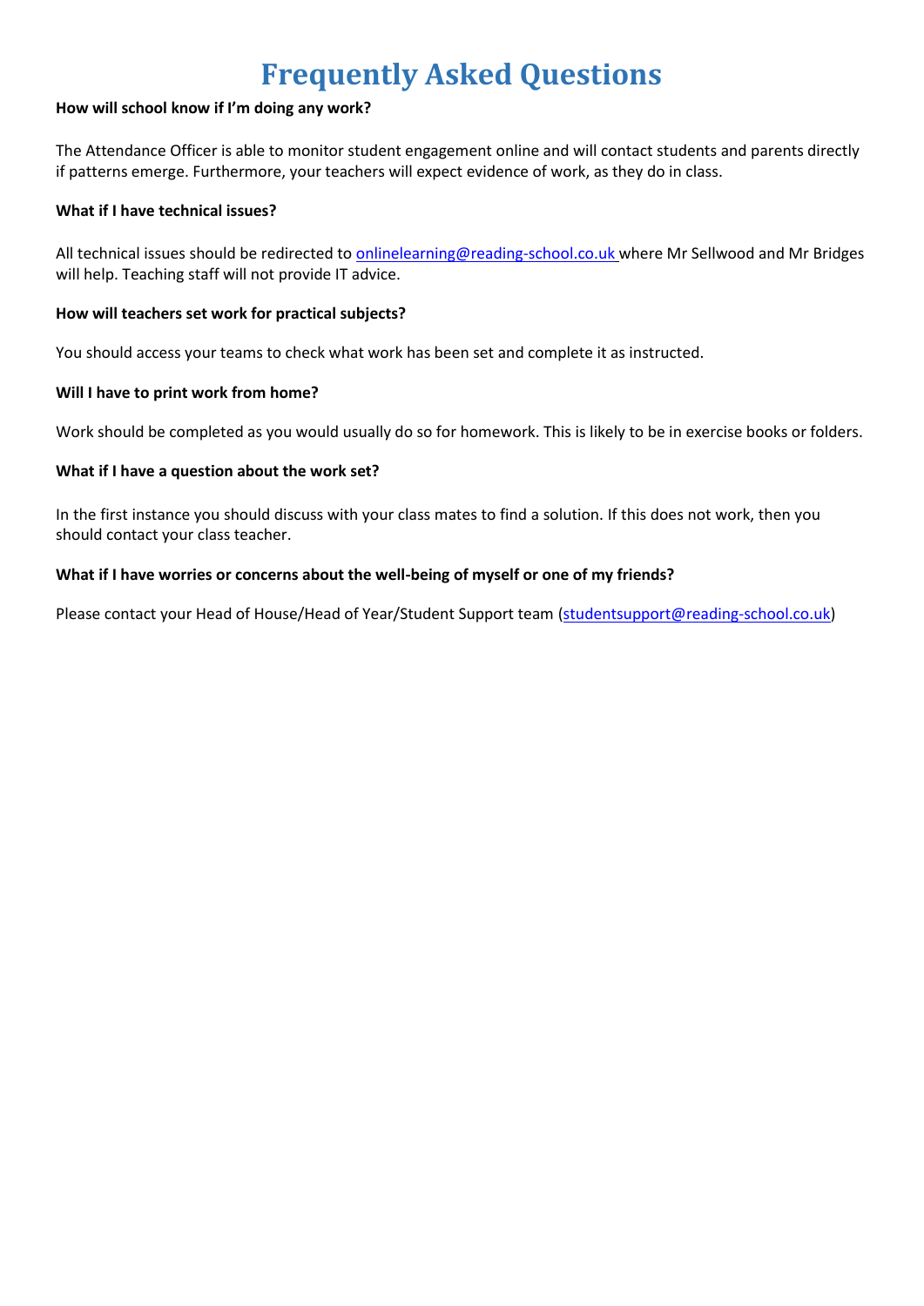# Frequently Asked Questions

**How will school know if I'm doing any work?**

The Attendance Officer is able to monitor student engagement online and will contact students and parents directly if patterns emerge. Furthermore, your teachers will expect evidence of work, as they do in class.

**What if I have technical issues?**

All technical issues should be redirected to onlinelearning@reading-school.co.uk where Mr Sellwood and Mr Bridges will help. Teaching staff will not provide IT advice.

**How will teachers set work for practical subjects?**

You should access your teams to check what work has been set and complete it as instructed.

**Will I have to print work from home?**

Work should be completed as you would usually do so for homework. This is likely to be in exercise books or folders.

**What if I have a question about the work set?**

In the first instance you should discuss with your class mates to find a solution. If this does not work, then you should contact your class teacher.

**What if I have worries or concerns about the well-being of myself or one of my friends?**

Please contact your Head of House/Head of Year/Student Support team (studentsupport@reading-school.co.uk)